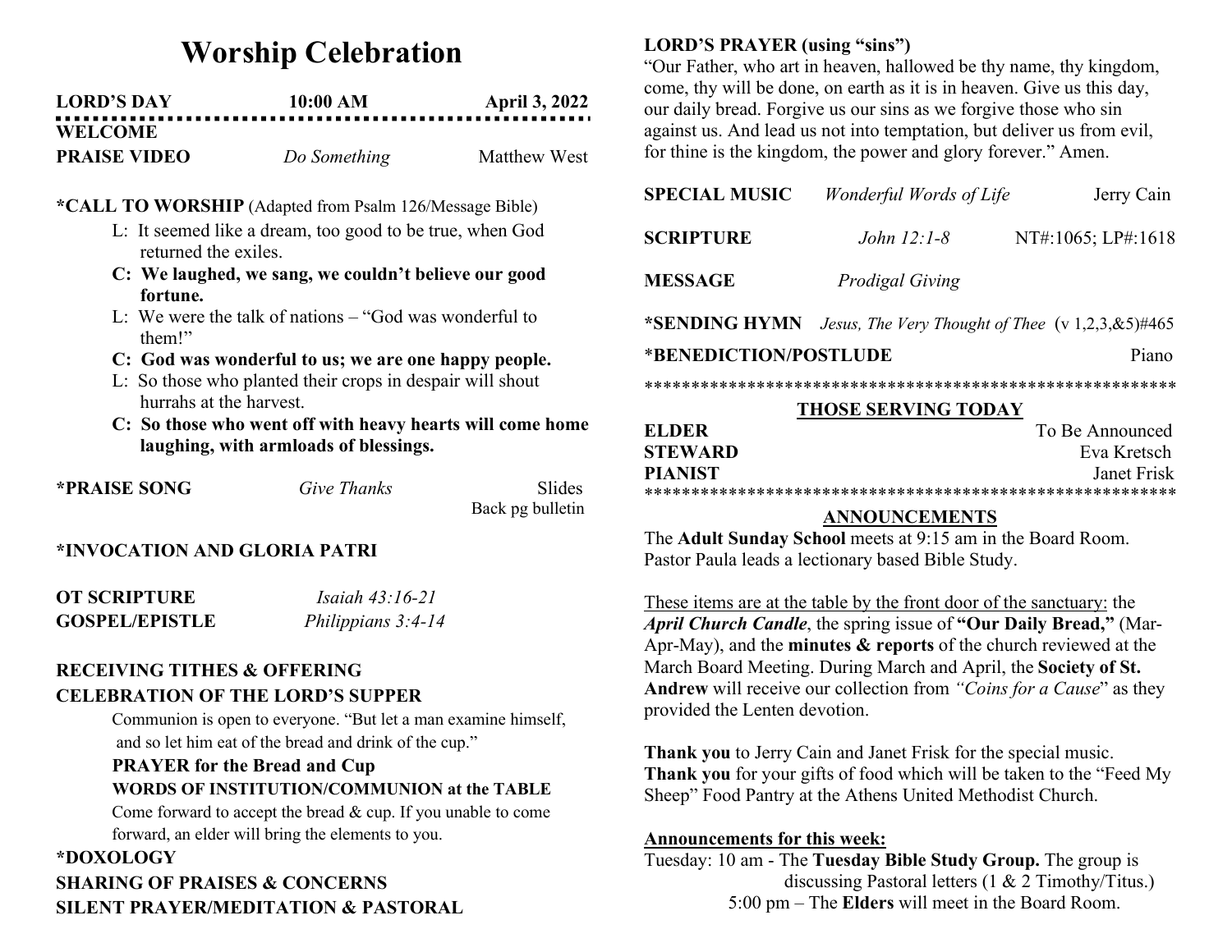# Worship Celebration

**LORD'S DAY** **10:00 AM** **April 3, 2022**

**WELCOME**

**PRAISE VIDEO** *Do Something* Matthew West

**\*CALL TO WORSHIP** (Adapted from Psalm 126/Message Bible)

L: It seemed like a dream, too good to be true, when God returned the exiles.

**C: We laughed, we sang, we couldn't believe our good fortune.**

L: We were the talk of nations – "God was wonderful to them!"

**C: God was wonderful to us; we are one happy people.**

L: So those who planted their crops in despair will shout hurrahs at the harvest.

**C: So those who went off with heavy hearts will come home laughing, with armloads of blessings.**

**\*PRAISE SONG** *Give Thanks* Slides
Back pg bulletin

**\*INVOCATION AND GLORIA PATRI**

**OT SCRIPTURE** *Isaiah 43:16-21*
**GOSPEL/EPISTLE** *Philippians 3:4-14*

**RECEIVING TITHES & OFFERING**

**CELEBRATION OF THE LORD'S SUPPER**

Communion is open to everyone. "But let a man examine himself, and so let him eat of the bread and drink of the cup."

**PRAYER for the Bread and Cup**

**WORDS OF INSTITUTION/COMMUNION at the TABLE**

Come forward to accept the bread & cup. If you unable to come forward, an elder will bring the elements to you.

**\*DOXOLOGY**

**SHARING OF PRAISES & CONCERNS**

**SILENT PRAYER/MEDITATION & PASTORAL**

**LORD'S PRAYER (using "sins")**

"Our Father, who art in heaven, hallowed be thy name, thy kingdom, come, thy will be done, on earth as it is in heaven. Give us this day, our daily bread. Forgive us our sins as we forgive those who sin against us. And lead us not into temptation, but deliver us from evil, for thine is the kingdom, the power and glory forever." Amen.

**SPECIAL MUSIC** *Wonderful Words of Life* Jerry Cain

**SCRIPTURE** *John 12:1-8* NT#:1065; LP#:1618

**MESSAGE** *Prodigal Giving*

**\*SENDING HYMN** *Jesus, The Very Thought of Thee* (v 1,2,3,&5)#465

\***BENEDICTION/POSTLUDE** Piano

\*\*\*\*\*\*\*\*\*\*\*\*\*\*\*\*\*\*\*\*\*\*\*\*\*\*\*\*\*\*\*\*\*\*\*\*\*\*\*\*\*\*\*\*\*\*\*\*\*\*\*\*\*\*\*\*\*\*

**THOSE SERVING TODAY**

**ELDER** To Be Announced
**STEWARD** Eva Kretsch
**PIANIST** Janet Frisk

\*\*\*\*\*\*\*\*\*\*\*\*\*\*\*\*\*\*\*\*\*\*\*\*\*\*\*\*\*\*\*\*\*\*\*\*\*\*\*\*\*\*\*\*\*\*\*\*\*\*\*\*\*\*\*\*\*\*

**ANNOUNCEMENTS**

The **Adult Sunday School** meets at 9:15 am in the Board Room. Pastor Paula leads a lectionary based Bible Study.

These items are at the table by the front door of the sanctuary: the ***April Church Candle***, the spring issue of **"Our Daily Bread,"** (Mar-Apr-May), and the **minutes & reports** of the church reviewed at the March Board Meeting. During March and April, the **Society of St. Andrew** will receive our collection from *"Coins for a Cause*" as they provided the Lenten devotion.

**Thank you** to Jerry Cain and Janet Frisk for the special music.
**Thank you** for your gifts of food which will be taken to the "Feed My Sheep" Food Pantry at the Athens United Methodist Church.

**Announcements for this week:**

Tuesday: 10 am - The **Tuesday Bible Study Group.** The group is discussing Pastoral letters (1 & 2 Timothy/Titus.)
5:00 pm – The **Elders** will meet in the Board Room.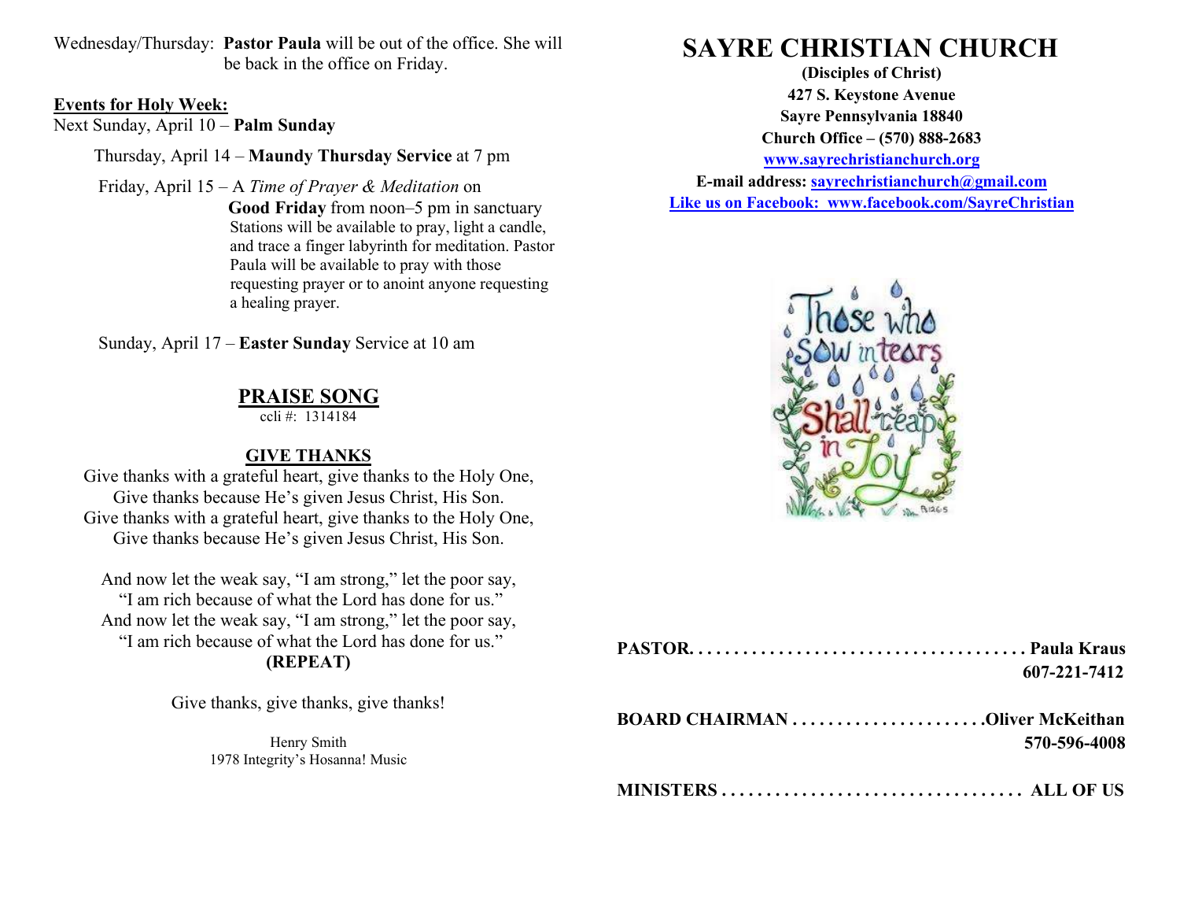Wednesday/Thursday: **Pastor Paula** will be out of the office. She will be back in the office on Friday.

**Events for Holy Week:**

Next Sunday, April 10 – **Palm Sunday**

Thursday, April 14 – **Maundy Thursday Service** at 7 pm

Friday, April 15 – A *Time of Prayer & Meditation* on **Good Friday** from noon–5 pm in sanctuary
Stations will be available to pray, light a candle, and trace a finger labyrinth for meditation. Pastor Paula will be available to pray with those requesting prayer or to anoint anyone requesting a healing prayer.

Sunday, April 17 – **Easter Sunday** Service at 10 am

## PRAISE SONG

ccli #: 1314184

### GIVE THANKS

Give thanks with a grateful heart, give thanks to the Holy One,
Give thanks because He's given Jesus Christ, His Son.
Give thanks with a grateful heart, give thanks to the Holy One,
Give thanks because He's given Jesus Christ, His Son.

And now let the weak say, "I am strong," let the poor say,
"I am rich because of what the Lord has done for us."
And now let the weak say, "I am strong," let the poor say,
"I am rich because of what the Lord has done for us."
**(REPEAT)**

Give thanks, give thanks, give thanks!

Henry Smith
1978 Integrity's Hosanna! Music

# SAYRE CHRISTIAN CHURCH

**(Disciples of Christ)**
**427 S. Keystone Avenue**
**Sayre Pennsylvania 18840**
**Church Office – (570) 888-2683**
**www.sayrechristianchurch.org**
**E-mail address: sayrechristianchurch@gmail.com**
**Like us on Facebook: www.facebook.com/SayreChristian**

**PASTOR. . . . . . . . . . . . . . . . . . . . . . . . . . . . . . . . . . . . . . Paula Kraus**
**607-221-7412**

**BOARD CHAIRMAN . . . . . . . . . . . . . . . . . . . . . .Oliver McKeithan**
**570-596-4008**

**MINISTERS . . . . . . . . . . . . . . . . . . . . . . . . . . . . . . . . . ALL OF US**